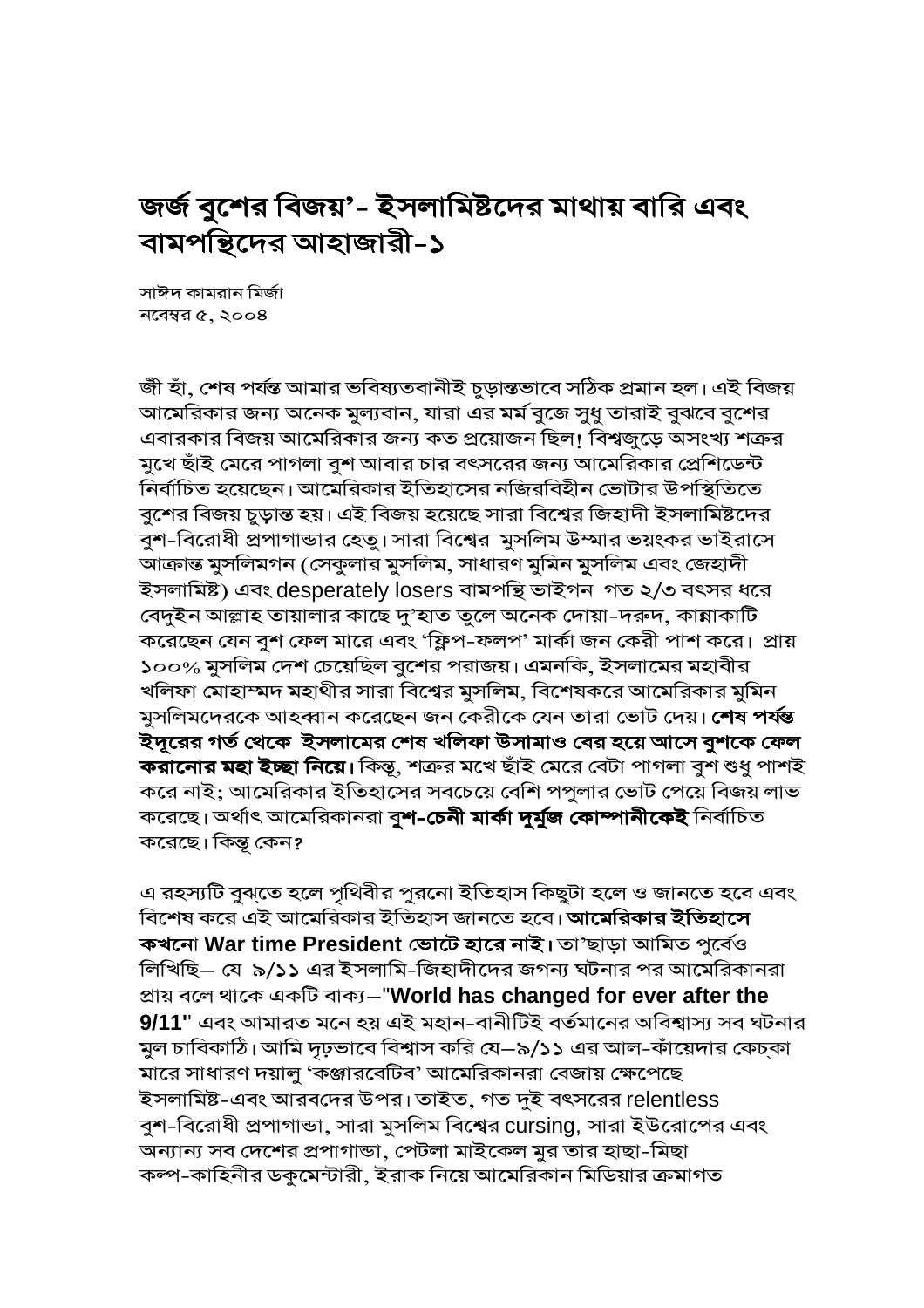# জর্জ বুশের বিজয়'- ইসলামিষ্টদের মাথায় বারি এবং বামপন্থিদের আহাজারী-১

সাঈদ কামরান মির্জা
নবেম্বর ৫, ২০০৪

জী হাঁ, শেষ পর্যন্ত আমার ভবিষ্যতবানীই চুড়ান্তভাবে সঠিক প্রমান হল। এই বিজয় আমেরিকার জন্য অনেক মুল্যবান, যারা এর মর্ম বুজে সুধু তারাই বুঝবে বুশের এবারকার বিজয় আমেরিকার জন্য কত প্রয়োজন ছিল! বিশ্বজুড়ে অসংখ্য শত্রুর মুখে ছাঁই মেরে পাগলা বুশ আবার চার বৎসরের জন্য আমেরিকার প্রেশিডেন্ট নির্বাচিত হয়েছেন। আমেরিকার ইতিহাসের নজিরবিহীন ভোটার উপস্থিতিতে বুশের বিজয় চুড়ান্ত হয়। এই বিজয় হয়েছে সারা বিশ্বের জিহাদী ইসলামিষ্টদের বুশ-বিরোধী প্রপাগান্ডার হেতু। সারা বিশ্বের মুসলিম উম্মার ভয়ংকর ভাইরাসে আক্রান্ত মুসলিমগন (সেকুলার মুসলিম, সাধারণ মুমিন মুসলিম এবং জেহাদী ইসলামিষ্ট) এবং desperately losers বামপন্থি ভাইগন গত ২/৩ বৎসর ধরে বেদুইন আল্লাহ তায়ালার কাছে দু'হাত তুলে অনেক দোয়া-দরুদ, কান্নাকাটি করেছেন যেন বুশ ফেল মারে এবং 'ফ্লিপ-ফলপ' মার্কা জন কেরী পাশ করে। প্রায় ১০০% মুসলিম দেশ চেয়েছিল বুশের পরাজয়। এমনকি, ইসলামের মহাবীর খলিফা মোহাম্মদ মহাথীর সারা বিশ্বের মুসলিম, বিশেষকরে আমেরিকার মুমিন মুসলিমদেরকে আহব্বান করেছেন জন কেরীকে যেন তারা ভোট দেয়। **শেষ পর্যন্ত ইদুরের গর্ত থেকে ইসলামের শেষ খলিফা উসামাও বের হয়ে আসে বুশকে ফেল করানোর মহা ইচ্ছা নিয়ে।** কিন্তু, শত্রুর মখে ছাঁই মেরে বেটা পাগলা বুশ শুধু পাশই করে নাই; আমেরিকার ইতিহাসের সবচেয়ে বেশি পপুলার ভোট পেয়ে বিজয় লাভ করেছে। অর্থাৎ আমেরিকানরা **বুশ-চেনী মার্কা দুর্মুজ কোম্পানীকেই** নির্বাচিত করেছে। কিন্তু কেন?

এ রহস্যটি বুঝতে হলে পৃথিবীর পুরনো ইতিহাস কিছুটা হলে ও জানতে হবে এবং বিশেষ করে এই আমেরিকার ইতিহাস জানতে হবে। **আমেরিকার ইতিহাসে কখনো War time President ভোটে হারে নাই।** তা'ছাড়া আমিত পুর্বেও লিখিছি— যে ৯/১১ এর ইসলামি-জিহাদীদের জগণ্য ঘটনার পর আমেরিকানরা প্রায় বলে থাকে একটি বাক্য—"**World has changed for ever after the 9/11**" এবং আমারত মনে হয় এই মহান-বানীটিই বর্তমানের অবিশ্বাস্য সব ঘটনার মুল চাবিকাঠি। আমি দৃঢ়ভাবে বিশ্বাস করি যে—৯/১১ এর আল-কাঁয়েদার কেচ্কা মারে সাধারণ দয়ালু 'কঞ্জারবেটিব' আমেরিকানরা বেজায় ক্ষেপেছে ইসলামিষ্ট-এবং আরবদের উপর। তাইত, গত দুই বৎসরের relentless বুশ-বিরোধী প্রপাগান্ডা, সারা মুসলিম বিশ্বের cursing, সারা ইউরোপের এবং অন্যান্য সব দেশের প্রপাগান্ডা, পেটলা মাইকেল মুর তার হাছা-মিছা কল্প-কাহিনীর ডকুমেন্টারী, ইরাক নিয়ে আমেরিকান মিডিয়ার ক্রমাগত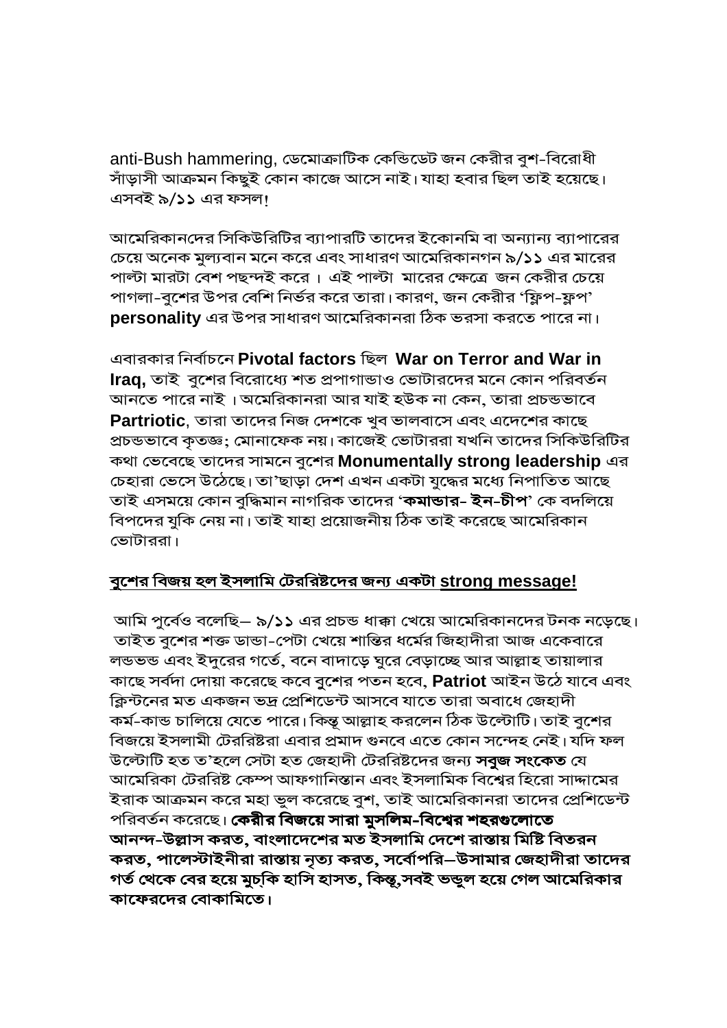anti-Bush hammering, ডেমোক্রাটিক কেন্ডিডেট জন কেরীর বুশ-বিরোধী সাঁড়াসী আক্রমন কিছুই কোন কাজে আসে নাই। যাহা হবার ছিল তাই হয়েছে। এসবই ৯/১১ এর ফসল!

আমেরিকানদের সিকিউরিটির ব্যাপারটি তাদের ইকোনমি বা অন্যান্য ব্যাপারের চেয়ে অনেক মুল্যবান মনে করে এবং সাধারণ আমেরিকানগন ৯/১১ এর মারের পাল্টা মারটা বেশ পছন্দই করে । এই পাল্টা মারের ক্ষেত্রে জন কেরীর চেয়ে পাগলা-বুশের উপর বেশি নির্ভর করে তারা। কারণ, জন কেরীর 'ফ্লিপ-ফ্লপ' **personality** এর উপর সাধারণ আমেরিকানরা ঠিক ভরসা করতে পারে না।

এবারকার নির্বাচনে **Pivotal factors** ছিল **War on Terror and War in Iraq,** তাই বুশের বিরোধ্যে শত প্রপাগান্ডাও ভোটারদের মনে কোন পরিবর্তন আনতে পারে নাই । অমেরিকানরা আর যাই হউক না কেন, তারা প্রচন্ডভাবে **Partriotic**, তারা তাদের নিজ দেশকে খুব ভালবাসে এবং এদেশের কাছে প্রচন্ডভাবে কৃতজ্ঞ; মোনাফেক নয়। কাজেই ভোটাররা যখনি তাদের সিকিউরিটির কথা ভেবেছে তাদের সামনে বুশের **Monumentally strong leadership** এর চেহারা ভেসে উঠেছে। তা'ছাড়া দেশ এখন একটা যুদ্ধের মধ্যে নিপাতিত আছে তাই এসময়ে কোন বুদ্ধিমান নাগরিক তাদের '**কমান্ডার- ইন-চীপ**' কে বদলিয়ে বিপদের যুকি নেয় না। তাই যাহা প্রয়োজনীয় ঠিক তাই করেছে আমেরিকান ভোটাররা।

**<u>বুশের বিজয় হল ইসলামি টেররিষ্টদের জন্য একটা strong message!</u>**

আমি পুর্বেও বলেছি– ৯/১১ এর প্রচন্ড ধাক্কা খেয়ে আমেরিকানদের টনক নড়েছে। তাইত বুশের শক্ত ডান্ডা-পেটা খেয়ে শান্তির ধর্মের জিহাদীরা আজ একেবারে লন্ডভন্ড এবং ইদুরের গর্তে, বনে বাদাড়ে ঘুরে বেড়াচ্ছে আর আল্লাহ তায়ালার কাছে সর্বদা দোয়া করেছে কবে বুশের পতন হবে, **Patriot** আইন উঠে যাবে এবং ক্লিন্টনের মত একজন ভদ্র প্রেশিডেন্ট আসবে যাতে তারা অবাধে জেহাদী কর্ম-কান্ড চালিয়ে যেতে পারে। কিন্তু আল্লাহ করলেন ঠিক উল্টোটি। তাই বুশের বিজয়ে ইসলামী টেররিষ্টরা এবার প্রমাদ গুনবে এতে কোন সন্দেহ নেই। যদি ফল উল্টোটি হত ত'হলে সেটা হত জেহাদী টেররিষ্টদের জন্য **সবুজ সংকেত** যে আমেরিকা টেররিষ্ট কেম্প আফগানিস্তান এবং ইসলামিক বিশ্বের হিরো সাদ্দামের ইরাক আক্রমন করে মহা ভুল করেছে বুশ, তাই আমেরিকানরা তাদের প্রেশিডেন্ট পরিবর্তন করেছে। **কেরীর বিজয়ে সারা মুসলিম-বিশ্বের শহরগুলোতে আনন্দ-উল্লাস করত, বাংলাদেশের মত ইসলামি দেশে রাস্তায় মিষ্টি বিতরন করত, পালেস্টাইনীরা রাস্তায় নৃত্য করত, সর্বোপরি–উসামার জেহাদীরা তাদের গর্ত থেকে বের হয়ে মুচ্‌কি হাসি হাসত, কিন্তু,সবই ভন্ডুল হয়ে গেল আমেরিকার কাফেরদের বোকামিতে।**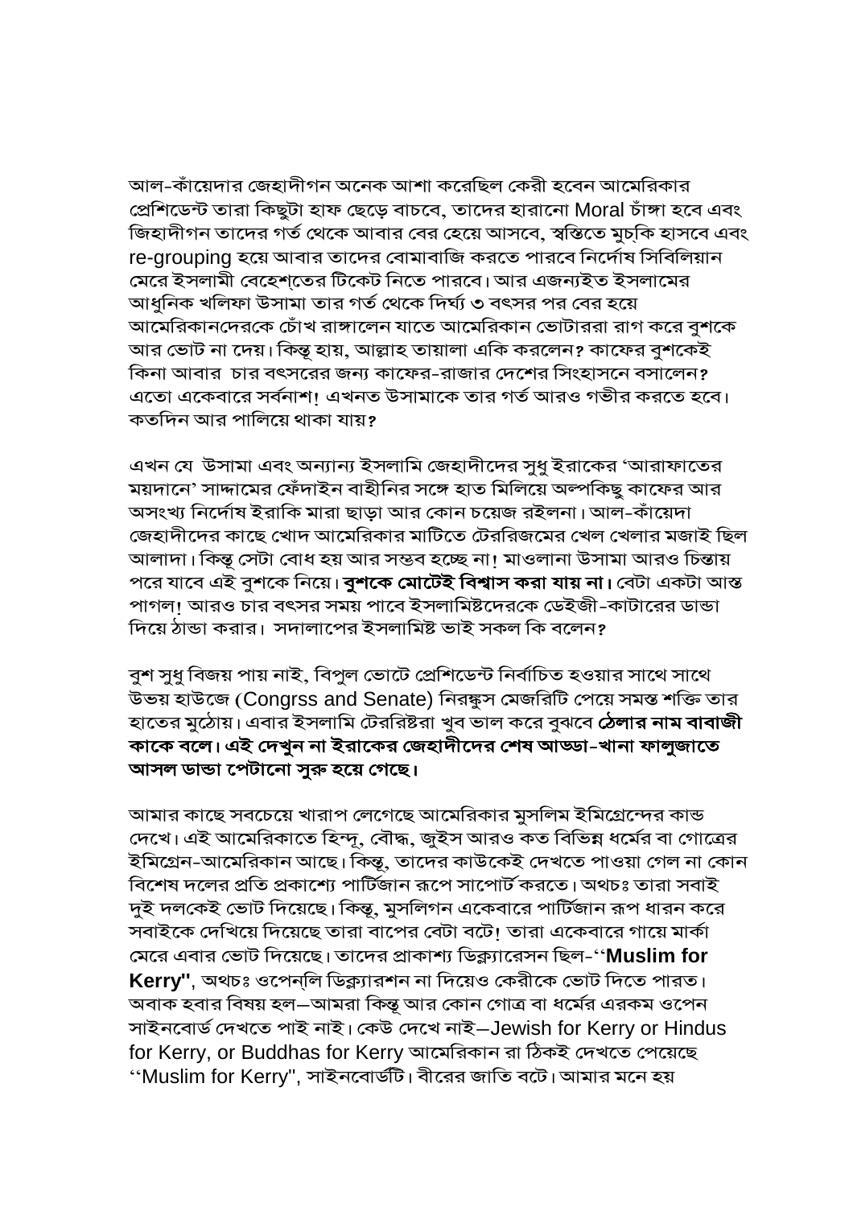আল-কাঁয়েদার জেহাদীগন অনেক আশা করেছিল কেরী হবেন আমেরিকার প্রেশিডেন্ট তারা কিছুটা হাফ ছেড়ে বাচবে, তাদের হারানো Moral চাঁঙ্গা হবে এবং জিহাদীগন তাদের গর্ত থেকে আবার বের হেয়ে আসবে, স্বস্তিতে মুচ্‌কি হাসবে এবং re-grouping হয়ে আবার তাদের বোমাবাজি করতে পারবে নির্দোষ সিবিলিয়ান মেরে ইসলামী বেহেশ্‌তের টিকেট নিতে পারবে। আর এজন্যইত ইসলামের আধুনিক খলিফা উসামা তার গর্ত থেকে দির্ঘ্য ৩ বৎসর পর বের হয়ে আমেরিকানদেরকে চোঁখ রাঙ্গালেন যাতে আমেরিকান ভোটাররা রাগ করে বুশকে আর ভোট না দেয়। কিন্তু হায়, আল্লাহ তায়ালা একি করলেন? কাফের বুশকেই কিনা আবার চার বৎসরের জন্য কাফের-রাজার দেশের সিংহাসনে বসালেন? এতো একেবারে সর্বনাশ! এখনত উসামাকে তার গর্ত আরও গভীর করতে হবে। কতদিন আর পালিয়ে থাকা যায়?

এখন যে উসামা এবং অন্যান্য ইসলামি জেহাদীদের সুধু ইরাকের 'আরাফাতের ময়দানে' সাদ্দামের ফেঁদাইন বাহীনির সঙ্গে হাত মিলিয়ে অল্পকিছু কাফের আর অসংখ্য নির্দোষ ইরাকি মারা ছাড়া আর কোন চয়েজ রইলনা। আল-কাঁয়েদা জেহাদীদের কাছে খোদ আমেরিকার মাটিতে টেররিজমের খেল খেলার মজাই ছিল আলাদা। কিন্তু সেটা বোধ হয় আর সম্ভব হচ্ছে না! মাওলানা উসামা আরও চিন্তায় পরে যাবে এই বুশকে নিয়ে। **বুশকে মোটেই বিশ্বাস করা যায় না।** বেটা একটা আস্ত পাগল! আরও চার বৎসর সময় পাবে ইসলামিষ্টদেরকে ডেইজী-কাটারের ডান্ডা দিয়ে ঠান্ডা করার। সদালাপের ইসলামিষ্ট ভাই সকল কি বলেন?

বুশ সুধু বিজয় পায় নাই, বিপুল ভোটে প্রেশিডেন্ট নির্বাচিত হওয়ার সাথে সাথে উভয় হাউজে (Congrss and Senate) নিরঙ্কুস মেজরিটি পেয়ে সমস্ত শক্তি তার হাতের মুঠোয়। এবার ইসলামি টেররিষ্টরা খুব ভাল করে বুঝবে **ঠেলার নাম বাবাজী কাকে বলে। এই দেখুন না ইরাকের জেহাদীদের শেষ আড্ডা-খানা ফালুজাতে আসল ডান্ডা পেটানো সুরু হয়ে গেছে।**

আমার কাছে সবচেয়ে খারাপ লেগেছে আমেরিকার মুসলিম ইমিগ্রেন্দের কান্ড দেখে। এই আমেরিকাতে হিন্দু, বৌদ্ধ, জুইস আরও কত বিভিন্ন ধর্মের বা গোত্রের ইমিগ্রেন-আমেরিকান আছে। কিন্তু, তাদের কাউকেই দেখতে পাওয়া গেল না কোন বিশেষ দলের প্রতি প্রকাশ্যে পার্টিজান রূপে সাপোর্ট করতে। অথচঃ তারা সবাই দুই দলকেই ভোট দিয়েছে। কিন্তু, মুসলিগন একেবারে পার্টিজান রূপ ধারন করে সবাইকে দেখিয়ে দিয়েছে তারা বাপের বেটা বটে! তারা একেবারে গায়ে মার্কা মেরে এবার ভোট দিয়েছে। তাদের প্রাকাশ্য ডিক্ল্যারেসন ছিল-''**Muslim for Kerry''**, অথচঃ ওপেন্‌লি ডিক্ল্যারশন না দিয়েও কেরীকে ভোট দিতে পারত। অবাক হবার বিষয় হল–আমরা কিন্তু আর কোন গোত্র বা ধর্মের এরকম ওপেন সাইনবোর্ড দেখতে পাই নাই। কেউ দেখে নাই–Jewish for Kerry or Hindus for Kerry, or Buddhas for Kerry আমেরিকান রা ঠিকই দেখতে পেয়েছে ''Muslim for Kerry'', সাইনবোর্ডটি। বীরের জাতি বটে। আমার মনে হয়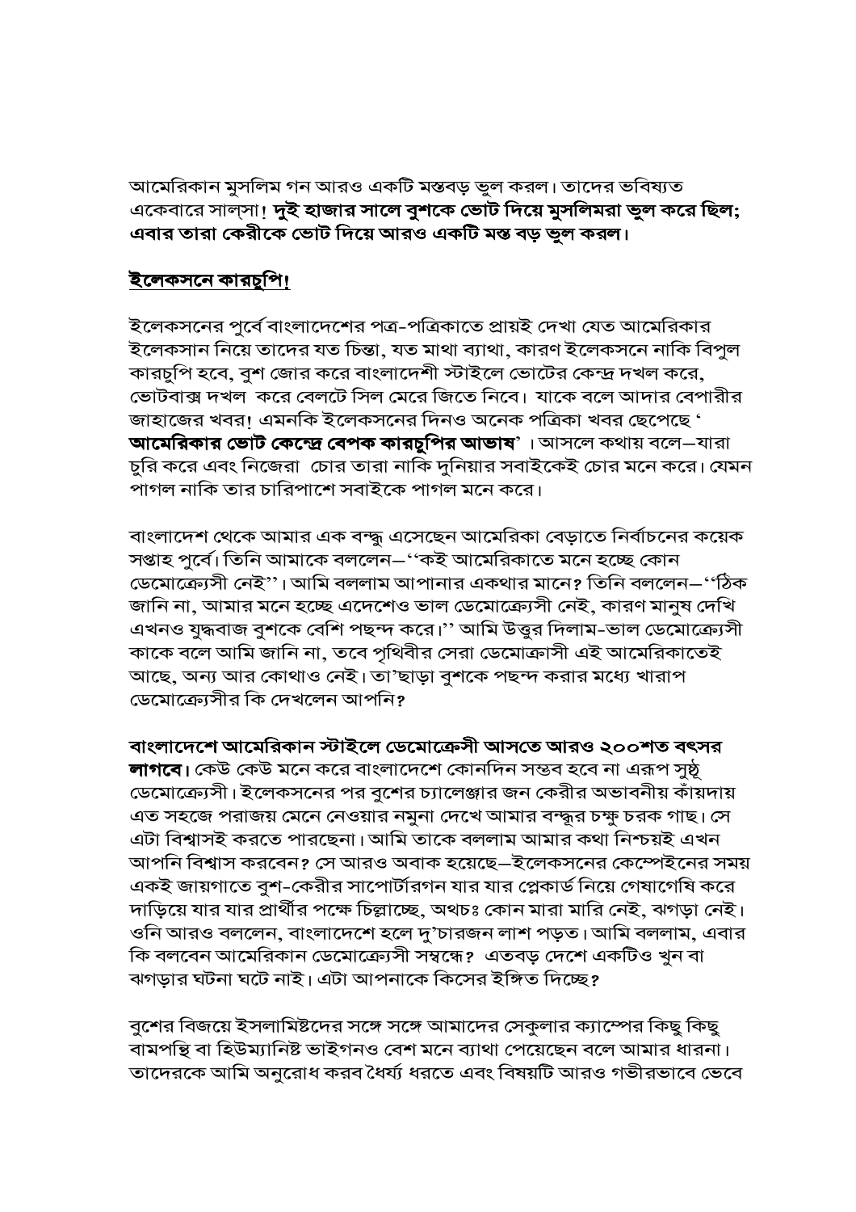আমেরিকান মুসলিম গন আরও একটি মস্তবড় ভুল করল। তাদের ভবিষ্যত একেবারে সাল্সা! **দুই হাজার সালে বুশকে ভোট দিয়ে মুসলিমরা ভুল করে ছিল; এবার তারা কেরীকে ভোট দিয়ে আরও একটি মস্ত বড় ভুল করল।**

## ইলেকসনে কারচুপি!

ইলেকসনের পুর্বে বাংলাদেশের পত্র-পত্রিকাতে প্রায়ই দেখা যেত আমেরিকার ইলেকসান নিয়ে তাদের যত চিন্তা, যত মাথা ব্যাথা, কারণ ইলেকসনে নাকি বিপুল কারচুপি হবে, বুশ জোর করে বাংলাদেশী স্টাইলে ভোটের কেন্দ্র দখল করে, ভোটবাক্স দখল করে বেলটে সিল মেরে জিতে নিবে। যাকে বলে আদার বেপারীর জাহাজের খবর! এমনকি ইলেকসনের দিনও অনেক পত্রিকা খবর ছেপেছে '**আমেরিকার ভোট কেন্দ্রে বেপক কারচুপির আভাষ**'। আসলে কথায় বলে—যারা চুরি করে এবং নিজেরা চোর তারা নাকি দুনিয়ার সবাইকেই চোর মনে করে। যেমন পাগল নাকি তার চারিপাশে সবাইকে পাগল মনে করে।

বাংলাদেশ থেকে আমার এক বন্দ্ধু এসেছেন আমেরিকা বেড়াতে নির্বাচনের কয়েক সপ্তাহ পুর্বে। তিনি আমাকে বললেন—''কই আমেরিকাতে মনে হচ্ছে কোন ডেমোক্র্যেসী নেই''। আমি বললাম আপানার একথার মানে? তিনি বললেন—''ঠিক জানি না, আমার মনে হচ্ছে এদেশেও ভাল ডেমোক্র্যেসী নেই, কারণ মানুষ দেখি এখনও যুদ্ধবাজ বুশকে বেশি পছন্দ করে।'' আমি উত্তুর দিলাম-ভাল ডেমোক্র্যেসী কাকে বলে আমি জানি না, তবে পৃথিবীর সেরা ডেমোক্রাসী এই আমেরিকাতেই আছে, অন্য আর কোথাও নেই। তা'ছাড়া বুশকে পছন্দ করার মধ্যে খারাপ ডেমোক্র্যেসীর কি দেখলেন আপনি?

**বাংলাদেশে আমেরিকান স্টাইলে ডেমোক্রেসী আসতে আরও ২০০শত বৎসর লাগবে।** কেউ কেউ মনে করে বাংলাদেশে কোনদিন সম্ভব হবে না এরূপ সুষ্ঠু ডেমোক্র্যেসী। ইলেকসনের পর বুশের চ্যালেঞ্জার জন কেরীর অভাবনীয় কাঁয়দায় এত সহজে পরাজয় মেনে নেওয়ার নমুনা দেখে আমার বন্দ্ধুর চক্ষু চরক গাছ। সে এটা বিশ্বাসই করতে পারছেনা। আমি তাকে বললাম আমার কথা নিশ্চয়ই এখন আপনি বিশ্বাস করবেন? সে আরও অবাক হয়েছে—ইলেকসনের কেম্পেইনের সময় একই জায়গাতে বুশ-কেরীর সাপোর্টারগন যার যার প্লেকার্ড নিয়ে গেষাগেষি করে দাড়িয়ে যার যার প্রার্থীর পক্ষে চিল্লাচ্ছে, অথচঃ কোন মারা মারি নেই, ঝগড়া নেই। ওনি আরও বললেন, বাংলাদেশে হলে দু'চারজন লাশ পড়ত। আমি বললাম, এবার কি বলবেন আমেরিকান ডেমোক্র্যেসী সম্বন্ধে? এতবড় দেশে একটিও খুন বা ঝগড়ার ঘটনা ঘটে নাই। এটা আপনাকে কিসের ইঙ্গিত দিচ্ছে?

বুশের বিজয়ে ইসলামিষ্টদের সঙ্গে সঙ্গে আমাদের সেকুলার ক্যাম্পের কিছু কিছু বামপন্থি বা হিউম্যানিষ্ট ভাইগনও বেশ মনে ব্যাথা পেয়েছেন বলে আমার ধারনা। তাদেরকে আমি অনুরোধ করব ধৈর্য্য ধরতে এবং বিষয়টি আরও গভীরভাবে ভেবে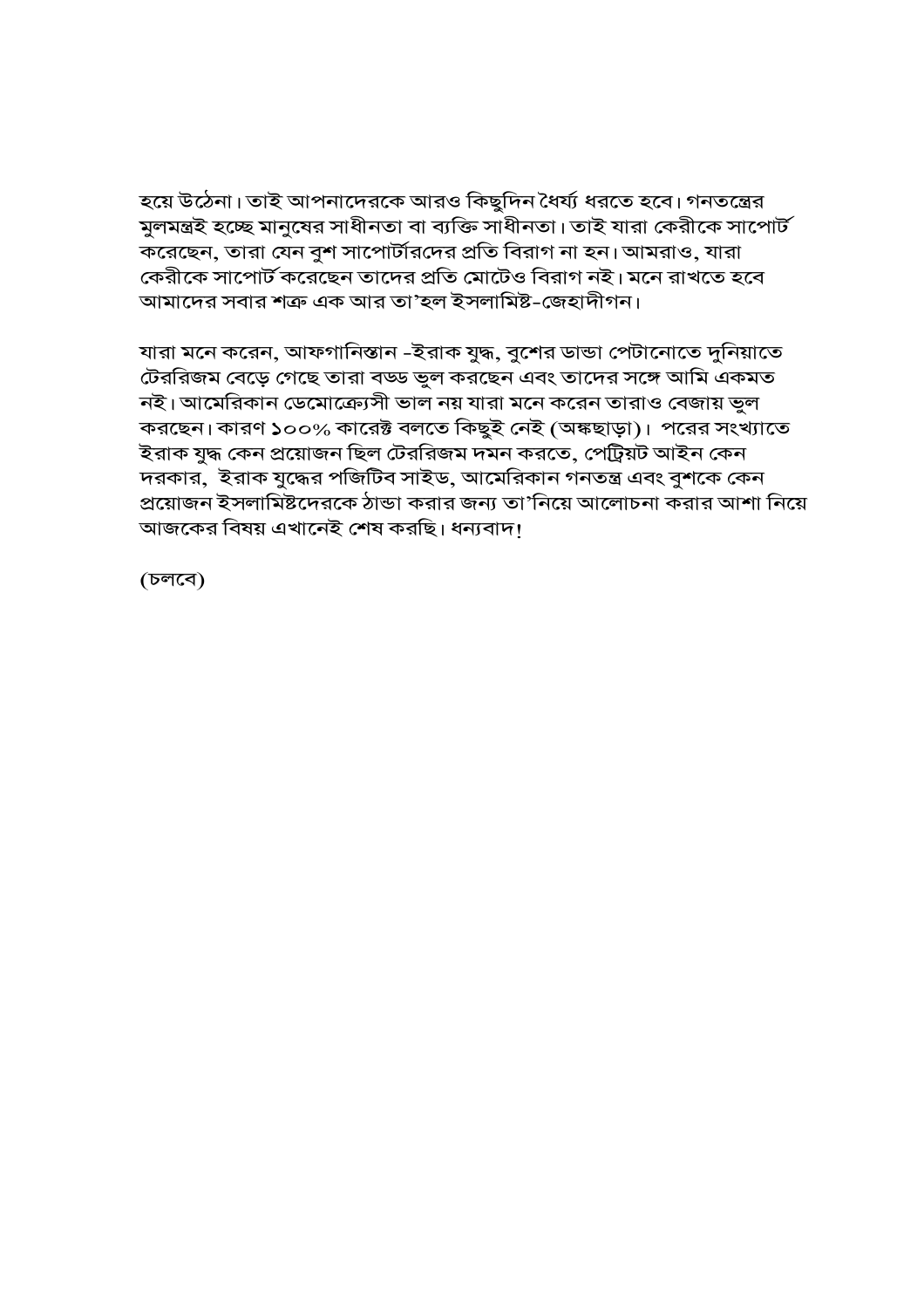হয়ে উঠেনা। তাই আপনাদেরকে আরও কিছুদিন ধৈর্য্য ধরতে হবে। গনতন্ত্রের মুলমন্ত্রই হচ্ছে মানুষের সাধীনতা বা ব্যক্তি সাধীনতা। তাই যারা কেরীকে সাপোর্ট করেছেন, তারা যেন বুশ সাপোর্টারদের প্রতি বিরাগ না হন। আমরাও, যারা কেরীকে সাপোর্ট করেছেন তাদের প্রতি মোটেও বিরাগ নই। মনে রাখতে হবে আমাদের সবার শত্রু এক আর তা'হল ইসলামিষ্ট-জেহাদীগন।

যারা মনে করেন, আফগানিস্তান -ইরাক যুদ্ধ, বুশের ডান্ডা পেটানোতে দুনিয়াতে টেররিজম বেড়ে গেছে তারা বড্ড ভুল করছেন এবং তাদের সঙ্গে আমি একমত নই। আমেরিকান ডেমোক্র্যেসী ভাল নয় যারা মনে করেন তারাও বেজায় ভুল করছেন। কারণ ১০০% কারেক্ট বলতে কিছুই নেই (অঙ্কছাড়া)। পরের সংখ্যাতে ইরাক যুদ্ধ কেন প্রয়োজন ছিল টেররিজম দমন করতে, পেট্রিয়ট আইন কেন দরকার, ইরাক যুদ্ধের পজিটিব সাইড, আমেরিকান গনতন্ত্র এবং বুশকে কেন প্রয়োজন ইসলামিষ্টদেরকে ঠান্ডা করার জন্য তা'নিয়ে আলোচনা করার আশা নিয়ে আজকের বিষয় এখানেই শেষ করছি। ধন্যবাদ!

(চলবে)